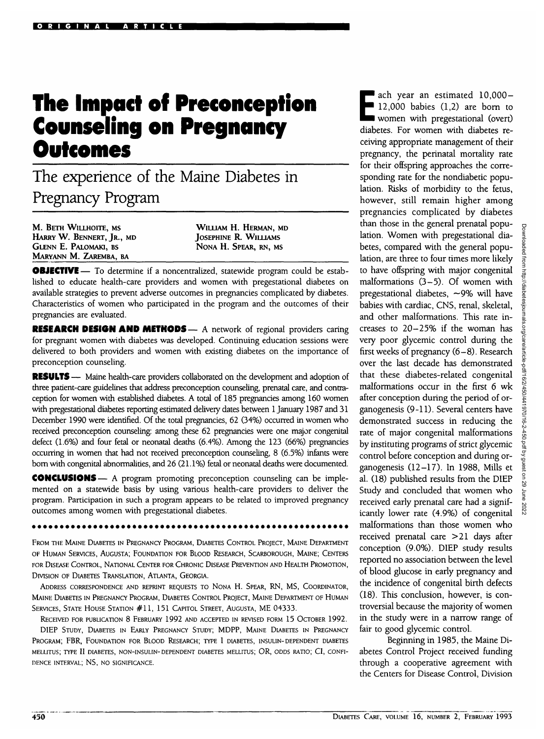# The Impact of Preconception Counseling on Pregnancy Outcomes

## The experience of the Maine Diabetes in Pregnancy Program

M. Beth Willhoite, MS
Harry W. Bennert, Jr., MD
Glenn E. Palomaki, BS
Maryann M. Zaremba, BA
William H. Herman, MD
Josephine R. Williams
Nona H. Spear, RN, MS

**OBJECTIVE** — To determine if a noncentralized, statewide program could be established to educate health-care providers and women with pregestational diabetes on available strategies to prevent adverse outcomes in pregnancies complicated by diabetes. Characteristics of women who participated in the program and the outcomes of their pregnancies are evaluated.

**RESEARCH DESIGN AND METHODS** — A network of regional providers caring for pregnant women with diabetes was developed. Continuing education sessions were delivered to both providers and women with existing diabetes on the importance of preconception counseling.

**RESULTS** — Maine health-care providers collaborated on the development and adoption of three patient-care guidelines that address preconception counseling, prenatal care, and contraception for women with established diabetes. A total of 185 pregnancies among 160 women with pregestational diabetes reporting estimated delivery dates between 1 January 1987 and 31 December 1990 were identified. Of the total pregnancies, 62 (34%) occurred in women who received preconception counseling: among these 62 pregnancies were one major congenital defect (1.6%) and four fetal or neonatal deaths (6.4%). Among the 123 (66%) pregnancies occurring in women that had not received preconception counseling, 8 (6.5%) infants were born with congenital abnormalities, and 26 (21.1%) fetal or neonatal deaths were documented.

**CONCLUSIONS** — A program promoting preconception counseling can be implemented on a statewide basis by using various health-care providers to deliver the program. Participation in such a program appears to be related to improved pregnancy outcomes among women with pregestational diabetes.

FROM THE MAINE DIABETES IN PREGNANCY PROGRAM, DIABETES CONTROL PROJECT, MAINE DEPARTMENT OF HUMAN SERVICES, AUGUSTA; FOUNDATION FOR BLOOD RESEARCH, SCARBOROUGH, MAINE; CENTERS FOR DISEASE CONTROL, NATIONAL CENTER FOR CHRONIC DISEASE PREVENTION AND HEALTH PROMOTION, DIVISION OF DIABETES TRANSLATION, ATLANTA, GEORGIA.

ADDRESS CORRESPONDENCE AND REPRINT REQUESTS TO NONA H. SPEAR, RN, MS, COORDINATOR, MAINE DIABETES IN PREGNANCY PROGRAM, DIABETES CONTROL PROJECT, MAINE DEPARTMENT OF HUMAN SERVICES, STATE HOUSE STATION #11, 151 CAPITOL STREET, AUGUSTA, ME 04333.

RECEIVED FOR PUBLICATION 8 FEBRUARY 1992 AND ACCEPTED IN REVISED FORM 15 OCTOBER 1992.

DIEP STUDY, DIABETES IN EARLY PREGNANCY STUDY; MDPP, MAINE DIABETES IN PREGNANCY PROGRAM; FBR, FOUNDATION FOR BLOOD RESEARCH; TYPE I DIABETES, INSULIN-DEPENDENT DIABETES MELLITUS; TYPE II DIABETES, NON-INSULIN-DEPENDENT DIABETES MELLITUS; OR, ODDS RATIO; CI, CONFIDENCE INTERVAL; NS, NO SIGNIFICANCE.

Each year an estimated 10,000–12,000 babies (1,2) are born to women with pregestational (overt) diabetes. For women with diabetes receiving appropriate management of their pregnancy, the perinatal mortality rate for their offspring approaches the corresponding rate for the nondiabetic population. Risks of morbidity to the fetus, however, still remain higher among pregnancies complicated by diabetes than those in the general prenatal population. Women with pregestational diabetes, compared with the general population, are three to four times more likely to have offspring with major congenital malformations (3–5). Of women with pregestational diabetes, ~9% will have babies with cardiac, CNS, renal, skeletal, and other malformations. This rate increases to 20–25% if the woman has very poor glycemic control during the first weeks of pregnancy (6–8). Research over the last decade has demonstrated that these diabetes-related congenital malformations occur in the first 6 wk after conception during the period of organogenesis (9-11). Several centers have demonstrated success in reducing the rate of major congenital malformations by instituting programs of strict glycemic control before conception and during organogenesis (12–17). In 1988, Mills et al. (18) published results from the DIEP Study and concluded that women who received early prenatal care had a significantly lower rate (4.9%) of congenital malformations than those women who received prenatal care >21 days after conception (9.0%). DIEP study results reported no association between the level of blood glucose in early pregnancy and the incidence of congenital birth defects (18). This conclusion, however, is controversial because the majority of women in the study were in a narrow range of fair to good glycemic control.

Beginning in 1985, the Maine Diabetes Control Project received funding through a cooperative agreement with the Centers for Disease Control, Division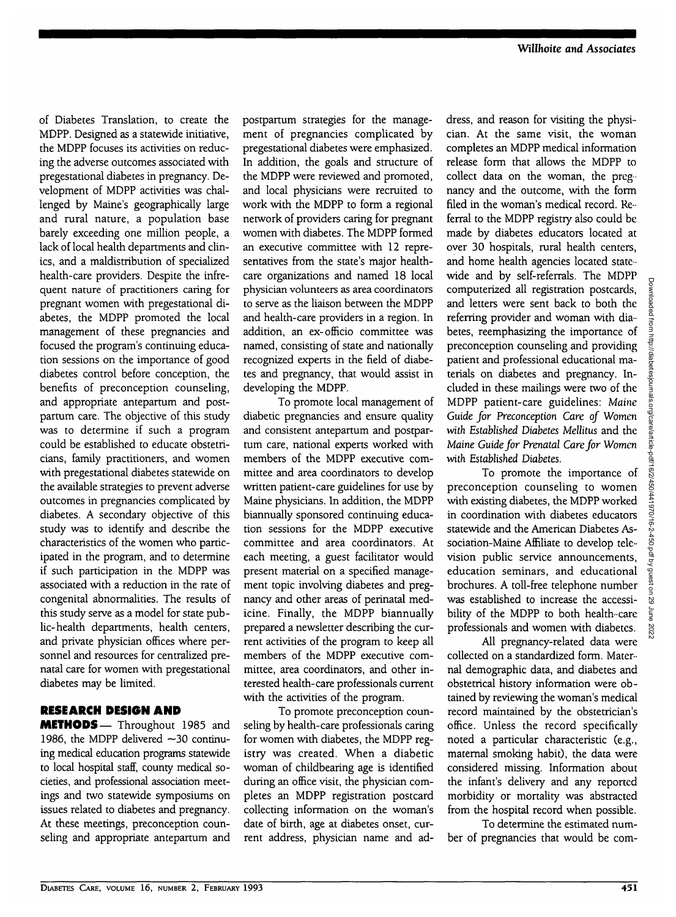of Diabetes Translation, to create the MDPP. Designed as a statewide initiative, the MDPP focuses its activities on reducing the adverse outcomes associated with pregestational diabetes in pregnancy. Development of MDPP activities was challenged by Maine's geographically large and rural nature, a population base barely exceeding one million people, a lack of local health departments and clinics, and a maldistribution of specialized health-care providers. Despite the infrequent nature of practitioners caring for pregnant women with pregestational diabetes, the MDPP promoted the local management of these pregnancies and focused the program's continuing education sessions on the importance of good diabetes control before conception, the benefits of preconception counseling, and appropriate antepartum and postpartum care. The objective of this study was to determine if such a program could be established to educate obstetricians, family practitioners, and women with pregestational diabetes statewide on the available strategies to prevent adverse outcomes in pregnancies complicated by diabetes. A secondary objective of this study was to identify and describe the characteristics of the women who participated in the program, and to determine if such participation in the MDPP was associated with a reduction in the rate of congenital abnormalities. The results of this study serve as a model for state public-health departments, health centers, and private physician offices where personnel and resources for centralized prenatal care for women with pregestational diabetes may be limited.

## RESEARCH DESIGN AND METHODS

Throughout 1985 and 1986, the MDPP delivered ~30 continuing medical education programs statewide to local hospital staff, county medical societies, and professional association meetings and two statewide symposiums on issues related to diabetes and pregnancy. At these meetings, preconception counseling and appropriate antepartum and postpartum strategies for the management of pregnancies complicated by pregestational diabetes were emphasized. In addition, the goals and structure of the MDPP were reviewed and promoted, and local physicians were recruited to work with the MDPP to form a regional network of providers caring for pregnant women with diabetes. The MDPP formed an executive committee with 12 representatives from the state's major health-care organizations and named 18 local physician volunteers as area coordinators to serve as the liaison between the MDPP and health-care providers in a region. In addition, an ex-officio committee was named, consisting of state and nationally recognized experts in the field of diabetes and pregnancy, that would assist in developing the MDPP.

To promote local management of diabetic pregnancies and ensure quality and consistent antepartum and postpartum care, national experts worked with members of the MDPP executive committee and area coordinators to develop written patient-care guidelines for use by Maine physicians. In addition, the MDPP biannually sponsored continuing education sessions for the MDPP executive committee and area coordinators. At each meeting, a guest facilitator would present material on a specified management topic involving diabetes and pregnancy and other areas of perinatal medicine. Finally, the MDPP biannually prepared a newsletter describing the current activities of the program to keep all members of the MDPP executive committee, area coordinators, and other interested health-care professionals current with the activities of the program.

To promote preconception counseling by health-care professionals caring for women with diabetes, the MDPP registry was created. When a diabetic woman of childbearing age is identified during an office visit, the physician completes an MDPP registration postcard collecting information on the woman's date of birth, age at diabetes onset, current address, physician name and address, and reason for visiting the physician. At the same visit, the woman completes an MDPP medical information release form that allows the MDPP to collect data on the woman, the pregnancy and the outcome, with the form filed in the woman's medical record. Referral to the MDPP registry also could be made by diabetes educators located at over 30 hospitals, rural health centers, and home health agencies located statewide and by self-referrals. The MDPP computerized all registration postcards, and letters were sent back to both the referring provider and woman with diabetes, reemphasizing the importance of preconception counseling and providing patient and professional educational materials on diabetes and pregnancy. Included in these mailings were two of the MDPP patient-care guidelines: *Maine Guide for Preconception Care of Women with Established Diabetes Mellitus* and the *Maine Guide for Prenatal Care for Women with Established Diabetes.*

To promote the importance of preconception counseling to women with existing diabetes, the MDPP worked in coordination with diabetes educators statewide and the American Diabetes Association-Maine Affiliate to develop television public service announcements, education seminars, and educational brochures. A toll-free telephone number was established to increase the accessibility of the MDPP to both health-care professionals and women with diabetes.

All pregnancy-related data were collected on a standardized form. Maternal demographic data, and diabetes and obstetrical history information were obtained by reviewing the woman's medical record maintained by the obstetrician's office. Unless the record specifically noted a particular characteristic (e.g., maternal smoking habit), the data were considered missing. Information about the infant's delivery and any reported morbidity or mortality was abstracted from the hospital record when possible.

To determine the estimated number of pregnancies that would be com-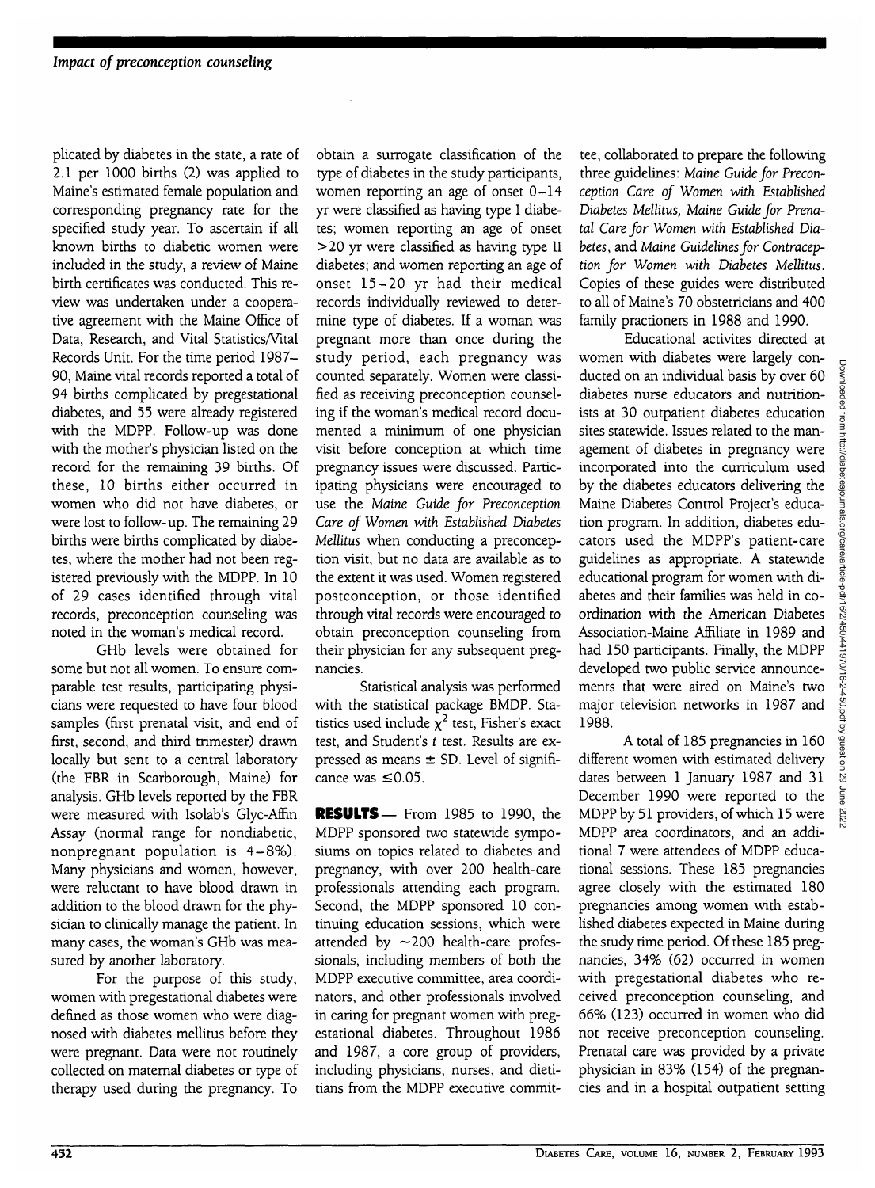plicated by diabetes in the state, a rate of 2.1 per 1000 births (2) was applied to Maine's estimated female population and corresponding pregnancy rate for the specified study year. To ascertain if all known births to diabetic women were included in the study, a review of Maine birth certificates was conducted. This review was undertaken under a cooperative agreement with the Maine Office of Data, Research, and Vital Statistics/Vital Records Unit. For the time period 1987–90, Maine vital records reported a total of 94 births complicated by pregestational diabetes, and 55 were already registered with the MDPP. Follow-up was done with the mother's physician listed on the record for the remaining 39 births. Of these, 10 births either occurred in women who did not have diabetes, or were lost to follow-up. The remaining 29 births were births complicated by diabetes, where the mother had not been registered previously with the MDPP. In 10 of 29 cases identified through vital records, preconception counseling was noted in the woman's medical record.

GHb levels were obtained for some but not all women. To ensure comparable test results, participating physicians were requested to have four blood samples (first prenatal visit, and end of first, second, and third trimester) drawn locally but sent to a central laboratory (the FBR in Scarborough, Maine) for analysis. GHb levels reported by the FBR were measured with Isolab's Glyc-Affin Assay (normal range for nondiabetic, nonpregnant population is 4–8%). Many physicians and women, however, were reluctant to have blood drawn in addition to the blood drawn for the physician to clinically manage the patient. In many cases, the woman's GHb was measured by another laboratory.

For the purpose of this study, women with pregestational diabetes were defined as those women who were diagnosed with diabetes mellitus before they were pregnant. Data were not routinely collected on maternal diabetes or type of therapy used during the pregnancy. To obtain a surrogate classification of the type of diabetes in the study participants, women reporting an age of onset 0–14 yr were classified as having type I diabetes; women reporting an age of onset >20 yr were classified as having type II diabetes; and women reporting an age of onset 15–20 yr had their medical records individually reviewed to determine type of diabetes. If a woman was pregnant more than once during the study period, each pregnancy was counted separately. Women were classified as receiving preconception counseling if the woman's medical record documented a minimum of one physician visit before conception at which time pregnancy issues were discussed. Participating physicians were encouraged to use the *Maine Guide for Preconception Care of Women with Established Diabetes Mellitus* when conducting a preconception visit, but no data are available as to the extent it was used. Women registered postconception, or those identified through vital records were encouraged to obtain preconception counseling from their physician for any subsequent pregnancies.

Statistical analysis was performed with the statistical package BMDP. Statistics used include $\chi^2$ test, Fisher's exact test, and Student's *t* test. Results are expressed as means ± SD. Level of significance was ≤0.05.

**RESULTS** — From 1985 to 1990, the MDPP sponsored two statewide symposiums on topics related to diabetes and pregnancy, with over 200 health-care professionals attending each program. Second, the MDPP sponsored 10 continuing education sessions, which were attended by ~200 health-care professionals, including members of both the MDPP executive committee, area coordinators, and other professionals involved in caring for pregnant women with pregestational diabetes. Throughout 1986 and 1987, a core group of providers, including physicians, nurses, and dietitians from the MDPP executive committee, collaborated to prepare the following three guidelines: *Maine Guide for Preconception Care of Women with Established Diabetes Mellitus, Maine Guide for Prenatal Care for Women with Established Diabetes*, and *Maine Guidelines for Contraception for Women with Diabetes Mellitus*. Copies of these guides were distributed to all of Maine's 70 obstetricians and 400 family practioners in 1988 and 1990.

Educational activites directed at women with diabetes were largely conducted on an individual basis by over 60 diabetes nurse educators and nutritionists at 30 outpatient diabetes education sites statewide. Issues related to the management of diabetes in pregnancy were incorporated into the curriculum used by the diabetes educators delivering the Maine Diabetes Control Project's education program. In addition, diabetes educators used the MDPP's patient-care guidelines as appropriate. A statewide educational program for women with diabetes and their families was held in coordination with the American Diabetes Association-Maine Affiliate in 1989 and had 150 participants. Finally, the MDPP developed two public service announcements that were aired on Maine's two major television networks in 1987 and 1988.

A total of 185 pregnancies in 160 different women with estimated delivery dates between 1 January 1987 and 31 December 1990 were reported to the MDPP by 51 providers, of which 15 were MDPP area coordinators, and an additional 7 were attendees of MDPP educational sessions. These 185 pregnancies agree closely with the estimated 180 pregnancies among women with established diabetes expected in Maine during the study time period. Of these 185 pregnancies, 34% (62) occurred in women with pregestational diabetes who received preconception counseling, and 66% (123) occurred in women who did not receive preconception counseling. Prenatal care was provided by a private physician in 83% (154) of the pregnancies and in a hospital outpatient setting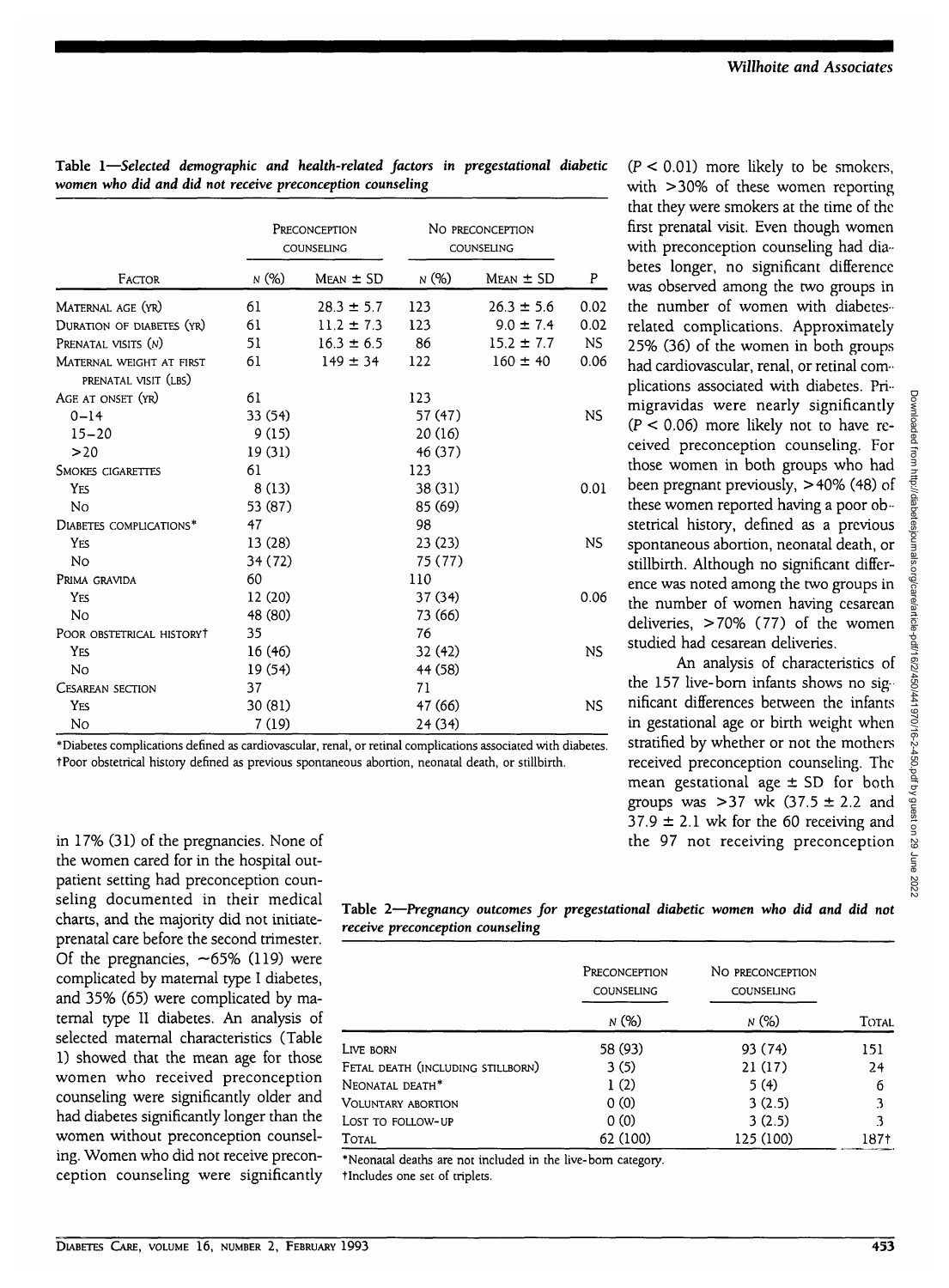**Table 1—*Selected demographic and health-related factors in pregestational diabetic women who did and did not receive preconception counseling***

| Factor | Preconception counseling | | No preconception counseling | | P |
|---|---|---|---|---|---|
| | n (%) | Mean ± SD | n (%) | Mean ± SD | |
| Maternal age (yr) | 61 | 28.3 ± 5.7 | 123 | 26.3 ± 5.6 | 0.02 |
| Duration of diabetes (yr) | 61 | 11.2 ± 7.3 | 123 | 9.0 ± 7.4 | 0.02 |
| Prenatal visits (n) | 51 | 16.3 ± 6.5 | 86 | 15.2 ± 7.7 | NS |
| Maternal weight at first prenatal visit (lbs) | 61 | 149 ± 34 | 122 | 160 ± 40 | 0.06 |
| Age at onset (yr) | 61 | | 123 | | |
| 0–14 | 33 (54) | | 57 (47) | | NS |
| 15–20 | 9 (15) | | 20 (16) | | |
| >20 | 19 (31) | | 46 (37) | | |
| Smokes cigarettes | 61 | | 123 | | |
| Yes | 8 (13) | | 38 (31) | | 0.01 |
| No | 53 (87) | | 85 (69) | | |
| Diabetes complications* | 47 | | 98 | | |
| Yes | 13 (28) | | 23 (23) | | NS |
| No | 34 (72) | | 75 (77) | | |
| Prima gravida | 60 | | 110 | | |
| Yes | 12 (20) | | 37 (34) | | 0.06 |
| No | 48 (80) | | 73 (66) | | |
| Poor obstetrical history† | 35 | | 76 | | |
| Yes | 16 (46) | | 32 (42) | | NS |
| No | 19 (54) | | 44 (58) | | |
| Cesarean section | 37 | | 71 | | |
| Yes | 30 (81) | | 47 (66) | | NS |
| No | 7 (19) | | 24 (34) | | |

*Diabetes complications defined as cardiovascular, renal, or retinal complications associated with diabetes.
†Poor obstetrical history defined as previous spontaneous abortion, neonatal death, or stillbirth.

in 17% (31) of the pregnancies. None of the women cared for in the hospital outpatient setting had preconception counseling documented in their medical charts, and the majority did not initiate prenatal care before the second trimester. Of the pregnancies, ~65% (119) were complicated by maternal type I diabetes, and 35% (65) were complicated by maternal type II diabetes. An analysis of selected maternal characteristics (Table 1) showed that the mean age for those women who received preconception counseling were significantly older and had diabetes significantly longer than the women without preconception counseling. Women who did not receive preconception counseling were significantly ($P < 0.01$) more likely to be smokers, with >30% of these women reporting that they were smokers at the time of the first prenatal visit. Even though women with preconception counseling had diabetes longer, no significant difference was observed among the two groups in the number of women with diabetes-related complications. Approximately 25% (36) of the women in both groups had cardiovascular, renal, or retinal complications associated with diabetes. Primigravidas were nearly significantly ($P < 0.06$) more likely not to have received preconception counseling. For those women in both groups who had been pregnant previously, >40% (48) of these women reported having a poor obstetrical history, defined as a previous spontaneous abortion, neonatal death, or stillbirth. Although no significant difference was noted among the two groups in the number of women having cesarean deliveries, >70% (77) of the women studied had cesarean deliveries.

An analysis of characteristics of the 157 live-born infants shows no significant differences between the infants in gestational age or birth weight when stratified by whether or not the mothers received preconception counseling. The mean gestational age ± SD for both groups was >37 wk (37.5 ± 2.2 and 37.9 ± 2.1 wk for the 60 receiving and the 97 not receiving preconception

**Table 2—*Pregnancy outcomes for pregestational diabetic women who did and did not receive preconception counseling***

| | Preconception counseling | No preconception counseling | |
|---|---|---|---|
| | n (%) | n (%) | Total |
| Live born | 58 (93) | 93 (74) | 151 |
| Fetal death (including stillborn) | 3 (5) | 21 (17) | 24 |
| Neonatal death* | 1 (2) | 5 (4) | 6 |
| Voluntary abortion | 0 (0) | 3 (2.5) | 3 |
| Lost to follow-up | 0 (0) | 3 (2.5) | 3 |
| Total | 62 (100) | 125 (100) | 187† |

*Neonatal deaths are not included in the live-born category.
†Includes one set of triplets.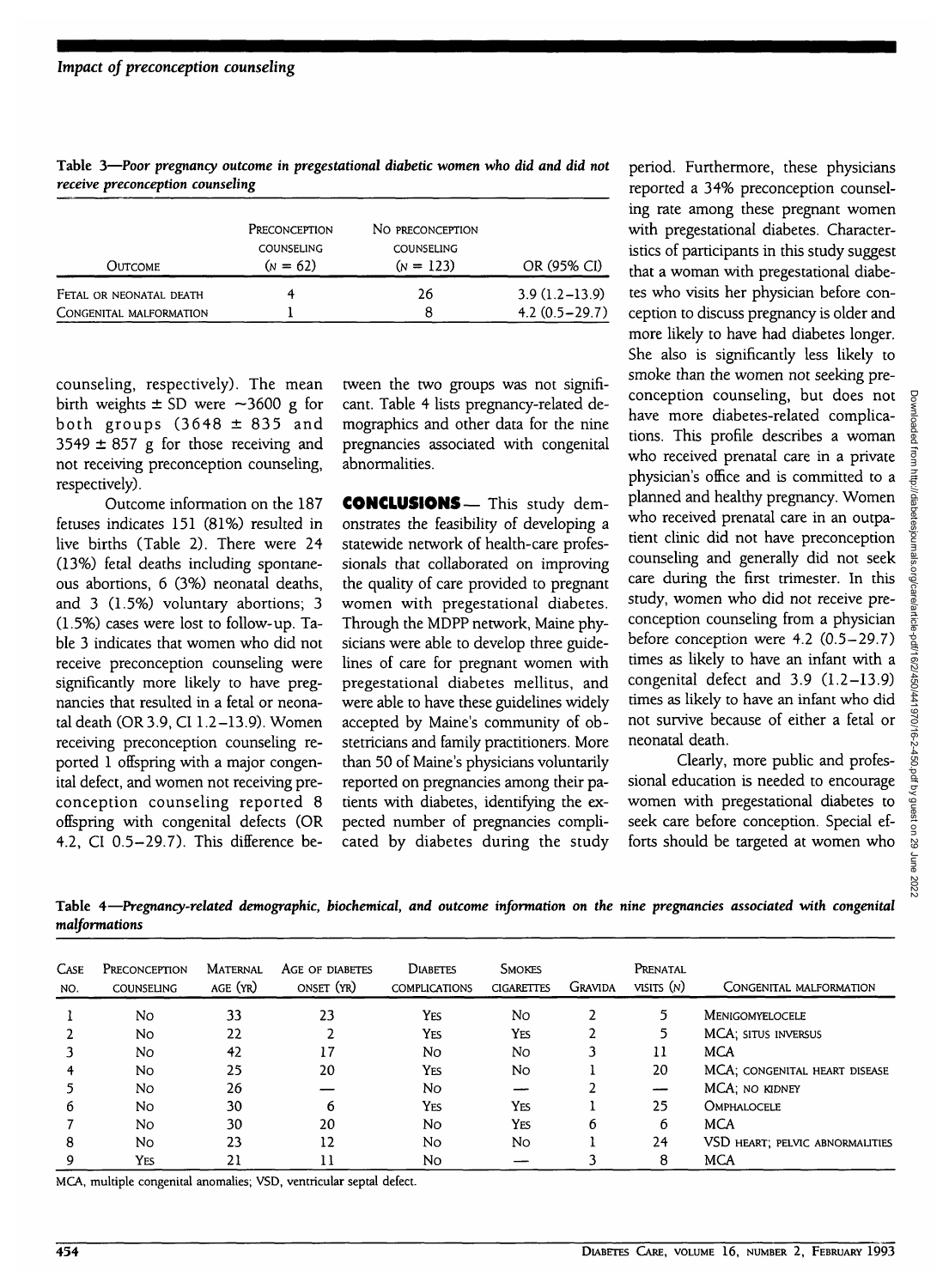Table 3—*Poor pregnancy outcome in pregestational diabetic women who did and did not receive preconception counseling*

| Outcome | Preconception counseling (n = 62) | No preconception counseling (n = 123) | OR (95% CI) |
|---|---|---|---|
| Fetal or neonatal death | 4 | 26 | 3.9 (1.2–13.9) |
| Congenital malformation | 1 | 8 | 4.2 (0.5–29.7) |

counseling, respectively). The mean birth weights ± SD were ~3600 g for both groups (3648 ± 835 and 3549 ± 857 g for those receiving and not receiving preconception counseling, respectively).

Outcome information on the 187 fetuses indicates 151 (81%) resulted in live births (Table 2). There were 24 (13%) fetal deaths including spontaneous abortions, 6 (3%) neonatal deaths, and 3 (1.5%) voluntary abortions; 3 (1.5%) cases were lost to follow-up. Table 3 indicates that women who did not receive preconception counseling were significantly more likely to have pregnancies that resulted in a fetal or neonatal death (OR 3.9, CI 1.2–13.9). Women receiving preconception counseling reported 1 offspring with a major congenital defect, and women not receiving preconception counseling reported 8 offspring with congenital defects (OR 4.2, CI 0.5–29.7). This difference between the two groups was not significant. Table 4 lists pregnancy-related demographics and other data for the nine pregnancies associated with congenital abnormalities.

## CONCLUSIONS

This study demonstrates the feasibility of developing a statewide network of health-care professionals that collaborated on improving the quality of care provided to pregnant women with pregestational diabetes. Through the MDPP network, Maine physicians were able to develop three guidelines of care for pregnant women with pregestational diabetes mellitus, and were able to have these guidelines widely accepted by Maine's community of obstetricians and family practitioners. More than 50 of Maine's physicians voluntarily reported on pregnancies among their patients with diabetes, identifying the expected number of pregnancies complicated by diabetes during the study period. Furthermore, these physicians reported a 34% preconception counseling rate among these pregnant women with pregestational diabetes. Characteristics of participants in this study suggest that a woman with pregestational diabetes who visits her physician before conception to discuss pregnancy is older and more likely to have had diabetes longer. She also is significantly less likely to smoke than the women not seeking preconception counseling, but does not have more diabetes-related complications. This profile describes a woman who received prenatal care in a private physician's office and is committed to a planned and healthy pregnancy. Women who received prenatal care in an outpatient clinic did not have preconception counseling and generally did not seek care during the first trimester. In this study, women who did not receive preconception counseling from a physician before conception were 4.2 (0.5–29.7) times as likely to have an infant with a congenital defect and 3.9 (1.2–13.9) times as likely to have an infant who did not survive because of either a fetal or neonatal death.

Clearly, more public and professional education is needed to encourage women with pregestational diabetes to seek care before conception. Special efforts should be targeted at women who

Table 4—*Pregnancy-related demographic, biochemical, and outcome information on the nine pregnancies associated with congenital malformations*

| Case no. | Preconception counseling | Maternal age (yr) | Age of diabetes onset (yr) | Diabetes complications | Smokes cigarettes | Gravida | Prenatal visits (n) | Congenital malformation |
|---|---|---|---|---|---|---|---|---|
| 1 | No | 33 | 23 | Yes | No | 2 | 5 | Menigomyelocele |
| 2 | No | 22 | 2 | Yes | Yes | 2 | 5 | MCA; situs inversus |
| 3 | No | 42 | 17 | No | No | 3 | 11 | MCA |
| 4 | No | 25 | 20 | Yes | No | 1 | 20 | MCA; congenital heart disease |
| 5 | No | 26 | — | No | — | 2 | — | MCA; no kidney |
| 6 | No | 30 | 6 | Yes | Yes | 1 | 25 | Omphalocele |
| 7 | No | 30 | 20 | No | Yes | 6 | 6 | MCA |
| 8 | No | 23 | 12 | No | No | 1 | 24 | VSD heart; pelvic abnormalities |
| 9 | Yes | 21 | 11 | No | — | 3 | 8 | MCA |

MCA, multiple congenital anomalies; VSD, ventricular septal defect.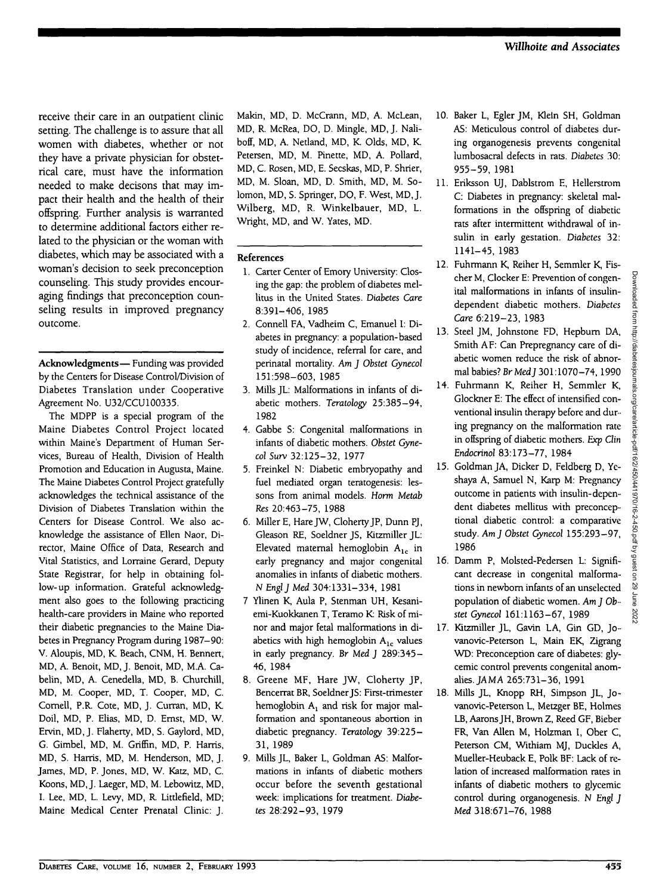receive their care in an outpatient clinic setting. The challenge is to assure that all women with diabetes, whether or not they have a private physician for obstetrical care, must have the information needed to make decisons that may impact their health and the health of their offspring. Further analysis is warranted to determine additional factors either related to the physician or the woman with diabetes, which may be associated with a woman's decision to seek preconception counseling. This study provides encouraging findings that preconception counseling results in improved pregnancy outcome.

**Acknowledgments**— Funding was provided by the Centers for Disease Control/Division of Diabetes Translation under Cooperative Agreement No. U32/CCU100335.

The MDPP is a special program of the Maine Diabetes Control Project located within Maine's Department of Human Services, Bureau of Health, Division of Health Promotion and Education in Augusta, Maine. The Maine Diabetes Control Project gratefully acknowledges the technical assistance of the Division of Diabetes Translation within the Centers for Disease Control. We also acknowledge the assistance of Ellen Naor, Director, Maine Office of Data, Research and Vital Statistics, and Lorraine Gerard, Deputy State Registrar, for help in obtaining follow-up information. Grateful acknowledgment also goes to the following practicing health-care providers in Maine who reported their diabetic pregnancies to the Maine Diabetes in Pregnancy Program during 1987–90: V. Aloupis, MD, K. Beach, CNM, H. Bennert, MD, A. Benoit, MD, J. Benoit, MD, M.A. Cabelin, MD, A. Cenedella, MD, B. Churchill, MD, M. Cooper, MD, T. Cooper, MD, C. Cornell, P.R. Cote, MD, J. Curran, MD, K. Doil, MD, P. Elias, MD, D. Ernst, MD, W. Ervin, MD, J. Flaherty, MD, S. Gaylord, MD, G. Gimbel, MD, M. Griffin, MD, P. Harris, MD, S. Harris, MD, M. Henderson, MD, J. James, MD, P. Jones, MD, W. Katz, MD, C. Koons, MD, J. Laeger, MD, M. Lebowitz, MD, I. Lee, MD, L. Levy, MD, R. Littlefield, MD; Maine Medical Center Prenatal Clinic: J. Makin, MD, D. McCrann, MD, A. McLean, MD, R. McRea, DO, D. Mingle, MD, J. Naliboff, MD, A. Netland, MD, K. Olds, MD, K. Petersen, MD, M. Pinette, MD, A. Pollard, MD, C. Rosen, MD, E. Secskas, MD, P. Shrier, MD, M. Sloan, MD, D. Smith, MD, M. Solomon, MD, S. Springer, DO, F. West, MD, J. Wilberg, MD, R. Winkelbauer, MD, L. Wright, MD, and W. Yates, MD.

## References

1. Carter Center of Emory University: Closing the gap: the problem of diabetes mellitus in the United States. *Diabetes Care* 8:391–406, 1985
2. Connell FA, Vadheim C, Emanuel I: Diabetes in pregnancy: a population-based study of incidence, referral for care, and perinatal mortality. *Am J Obstet Gynecol* 151:598–603, 1985
3. Mills JL: Malformations in infants of diabetic mothers. *Teratology* 25:385–94, 1982
4. Gabbe S: Congenital malformations in infants of diabetic mothers. *Obstet Gynecol Surv* 32:125–32, 1977
5. Freinkel N: Diabetic embryopathy and fuel mediated organ teratogenesis: lessons from animal models. *Horm Metab Res* 20:463–75, 1988
6. Miller E, Hare JW, Cloherty JP, Dunn PJ, Gleason RE, Soeldner JS, Kitzmiller JL: Elevated maternal hemoglobin $A_{1c}$ in early pregnancy and major congenital anomalies in infants of diabetic mothers. *N Engl J Med* 304:1331–334, 1981
7. Ylinen K, Aula P, Stenman UH, Kesaniemi-Kuokkanen T, Teramo K: Risk of minor and major fetal malformations in diabetics with high hemoglobin $A_{1c}$ values in early pregnancy. *Br Med J* 289:345–46, 1984
8. Greene MF, Hare JW, Cloherty JP, Bencerrat BR, Soeldner JS: First-trimester hemoglobin $A_1$ and risk for major malformation and spontaneous abortion in diabetic pregnancy. *Teratology* 39:225–31, 1989
9. Mills JL, Baker L, Goldman AS: Malformations in infants of diabetic mothers occur before the seventh gestational week: implications for treatment. *Diabetes* 28:292–93, 1979
10. Baker L, Egler JM, Klein SH, Goldman AS: Meticulous control of diabetes during organogenesis prevents congenital lumbosacral defects in rats. *Diabetes* 30: 955–59, 1981
11. Eriksson UJ, Dablstrom E, Hellerstrom C: Diabetes in pregnancy: skeletal malformations in the offspring of diabetic rats after intermittent withdrawal of insulin in early gestation. *Diabetes* 32: 1141–45, 1983
12. Fuhrmann K, Reiher H, Semmler K, Fischer M, Clocker E: Prevention of congenital malformations in infants of insulin-dependent diabetic mothers. *Diabetes Care* 6:219–23, 1983
13. Steel JM, Johnstone FD, Hepburn DA, Smith AF: Can Prepregnancy care of diabetic women reduce the risk of abnormal babies? *Br Med J* 301:1070–74, 1990
14. Fuhrmann K, Reiher H, Semmler K, Glockner E: The effect of intensified conventional insulin therapy before and during pregnancy on the malformation rate in offspring of diabetic mothers. *Exp Clin Endocrinol* 83:173–77, 1984
15. Goldman JA, Dicker D, Feldberg D, Yeshaya A, Samuel N, Karp M: Pregnancy outcome in patients with insulin-dependent diabetes mellitus with preconceptional diabetic control: a comparative study. *Am J Obstet Gynecol* 155:293–97, 1986
16. Damm P, Molsted-Pedersen L: Significant decrease in congenital malformations in newborn infants of an unselected population of diabetic women. *Am J Obstet Gynecol* 161:1163–67, 1989
17. Kitzmiller JL, Gavin LA, Gin GD, Jovanovic-Peterson L, Main EK, Zigrang WD: Preconception care of diabetes: glycemic control prevents congenital anomalies. *JAMA* 265:731–36, 1991
18. Mills JL, Knopp RH, Simpson JL, Jovanovic-Peterson L, Metzger BE, Holmes LB, Aarons JH, Brown Z, Reed GF, Bieber FR, Van Allen M, Holzman I, Ober C, Peterson CM, Withiam MJ, Duckles A, Mueller-Heuback E, Polk BF: Lack of relation of increased malformation rates in infants of diabetic mothers to glycemic control during organogenesis. *N Engl J Med* 318:671–76, 1988